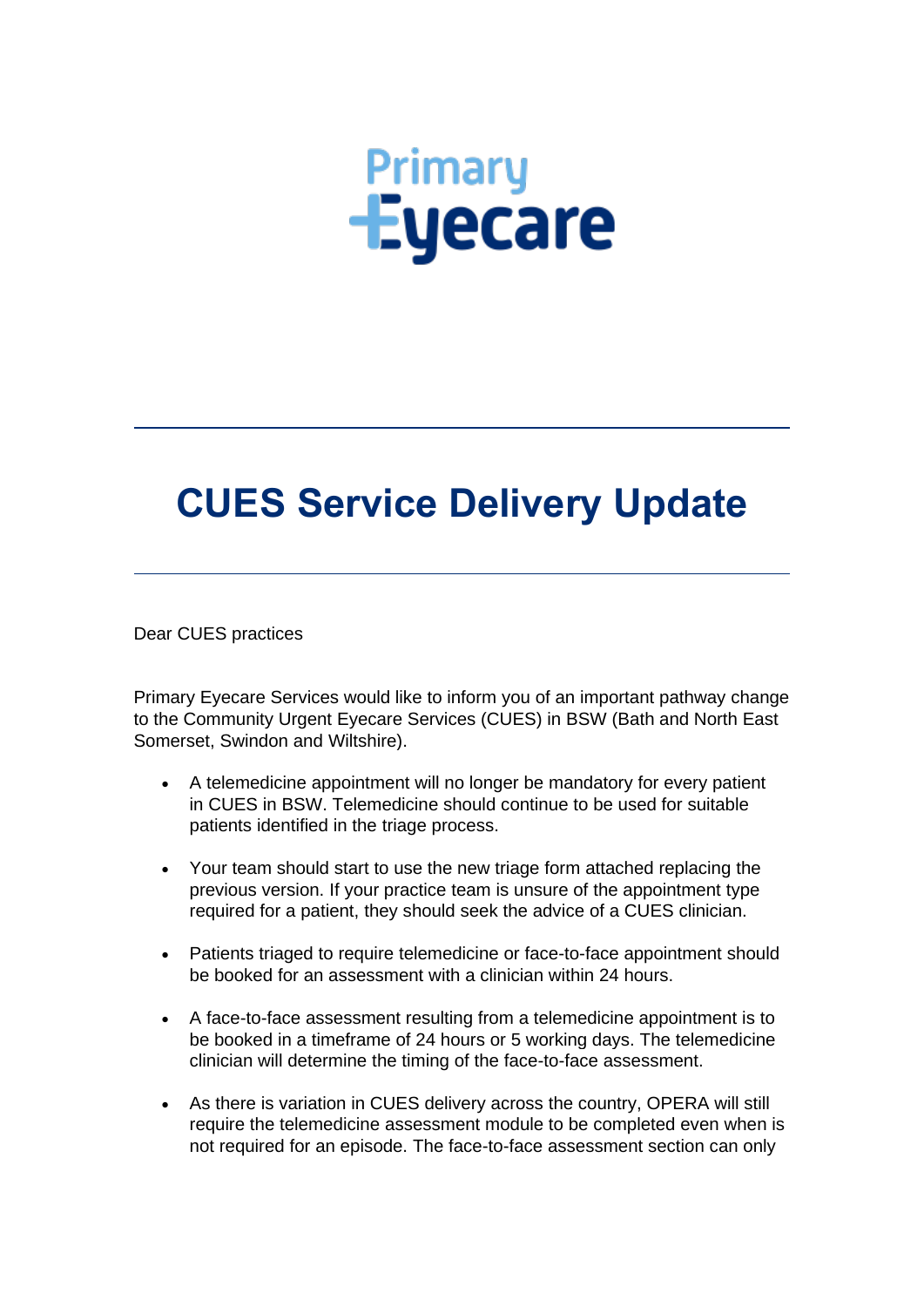Primary Eyecare

# CUES Service Delivery Update

Dear CUES practices

Primary Eyecare Services would like to inform you of an important pathway change to the Community Urgent Eyecare Services (CUES) in BSW (Bath and North East Somerset, Swindon and Wiltshire).

- A telemedicine appointment will no longer be mandatory for every patient in CUES in BSW. Telemedicine should continue to be used for suitable patients identified in the triage process.
- Your team should start to use the new triage form attached replacing the previous version. If your practice team is unsure of the appointment type required for a patient, they should seek the advice of a CUES clinician.
- Patients triaged to require telemedicine or face-to-face appointment should be booked for an assessment with a clinician within 24 hours.
- A face-to-face assessment resulting from a telemedicine appointment is to be booked in a timeframe of 24 hours or 5 working days. The telemedicine clinician will determine the timing of the face-to-face assessment.
- As there is variation in CUES delivery across the country, OPERA will still require the telemedicine assessment module to be completed even when is not required for an episode. The face-to-face assessment section can only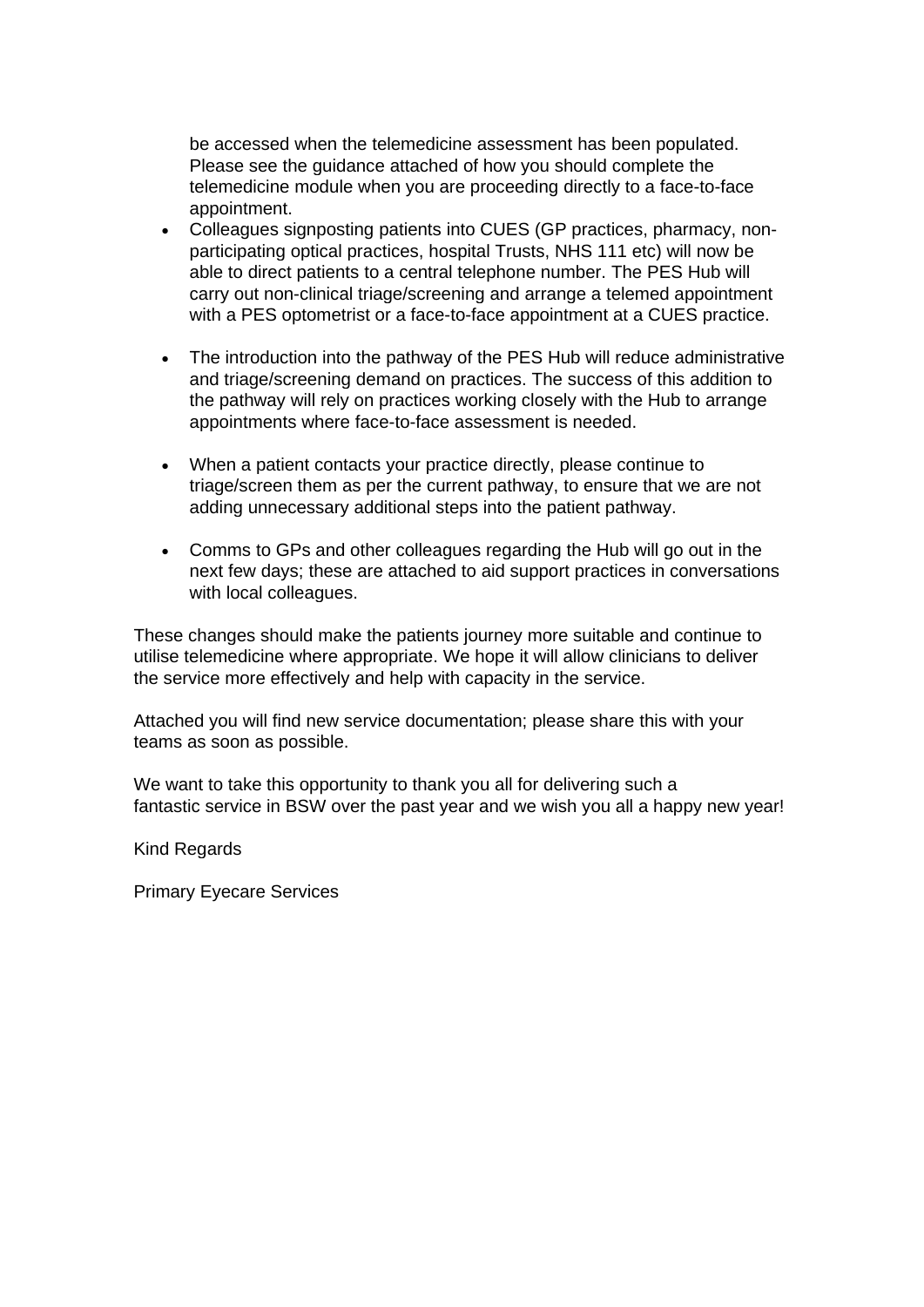be accessed when the telemedicine assessment has been populated. Please see the guidance attached of how you should complete the telemedicine module when you are proceeding directly to a face-to-face appointment.

- Colleagues signposting patients into CUES (GP practices, pharmacy, non-participating optical practices, hospital Trusts, NHS 111 etc) will now be able to direct patients to a central telephone number. The PES Hub will carry out non-clinical triage/screening and arrange a telemed appointment with a PES optometrist or a face-to-face appointment at a CUES practice.

- The introduction into the pathway of the PES Hub will reduce administrative and triage/screening demand on practices. The success of this addition to the pathway will rely on practices working closely with the Hub to arrange appointments where face-to-face assessment is needed.

- When a patient contacts your practice directly, please continue to triage/screen them as per the current pathway, to ensure that we are not adding unnecessary additional steps into the patient pathway.

- Comms to GPs and other colleagues regarding the Hub will go out in the next few days; these are attached to aid support practices in conversations with local colleagues.

These changes should make the patients journey more suitable and continue to utilise telemedicine where appropriate. We hope it will allow clinicians to deliver the service more effectively and help with capacity in the service.

Attached you will find new service documentation; please share this with your teams as soon as possible.

We want to take this opportunity to thank you all for delivering such a fantastic service in BSW over the past year and we wish you all a happy new year!

Kind Regards

Primary Eyecare Services